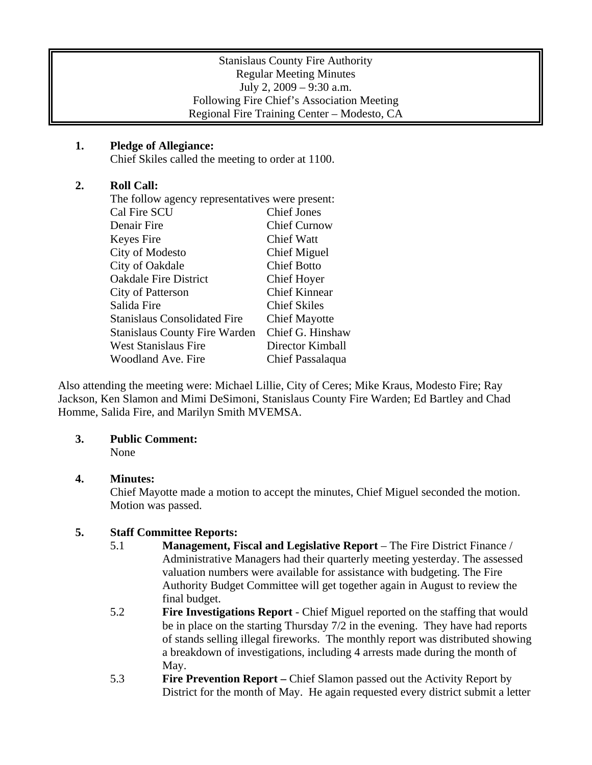Stanislaus County Fire Authority
Regular Meeting Minutes
July 2, 2009 – 9:30 a.m.
Following Fire Chief's Association Meeting
Regional Fire Training Center – Modesto, CA

1. **Pledge of Allegiance:**
   Chief Skiles called the meeting to order at 1100.

2. **Roll Call:**
   The follow agency representatives were present:

| | |
|---|---|
| Cal Fire SCU | Chief Jones |
| Denair Fire | Chief Curnow |
| Keyes Fire | Chief Watt |
| City of Modesto | Chief Miguel |
| City of Oakdale | Chief Botto |
| Oakdale Fire District | Chief Hoyer |
| City of Patterson | Chief Kinnear |
| Salida Fire | Chief Skiles |
| Stanislaus Consolidated Fire | Chief Mayotte |
| Stanislaus County Fire Warden | Chief G. Hinshaw |
| West Stanislaus Fire | Director Kimball |
| Woodland Ave. Fire | Chief Passalaqua |

Also attending the meeting were: Michael Lillie, City of Ceres; Mike Kraus, Modesto Fire; Ray Jackson, Ken Slamon and Mimi DeSimoni, Stanislaus County Fire Warden; Ed Bartley and Chad Homme, Salida Fire, and Marilyn Smith MVEMSA.

3. **Public Comment:**
   None

4. **Minutes:**
   Chief Mayotte made a motion to accept the minutes, Chief Miguel seconded the motion. Motion was passed.

5. **Staff Committee Reports:**
   - 5.1 **Management, Fiscal and Legislative Report** – The Fire District Finance / Administrative Managers had their quarterly meeting yesterday. The assessed valuation numbers were available for assistance with budgeting. The Fire Authority Budget Committee will get together again in August to review the final budget.
   - 5.2 **Fire Investigations Report** - Chief Miguel reported on the staffing that would be in place on the starting Thursday 7/2 in the evening. They have had reports of stands selling illegal fireworks. The monthly report was distributed showing a breakdown of investigations, including 4 arrests made during the month of May.
   - 5.3 **Fire Prevention Report –** Chief Slamon passed out the Activity Report by District for the month of May. He again requested every district submit a letter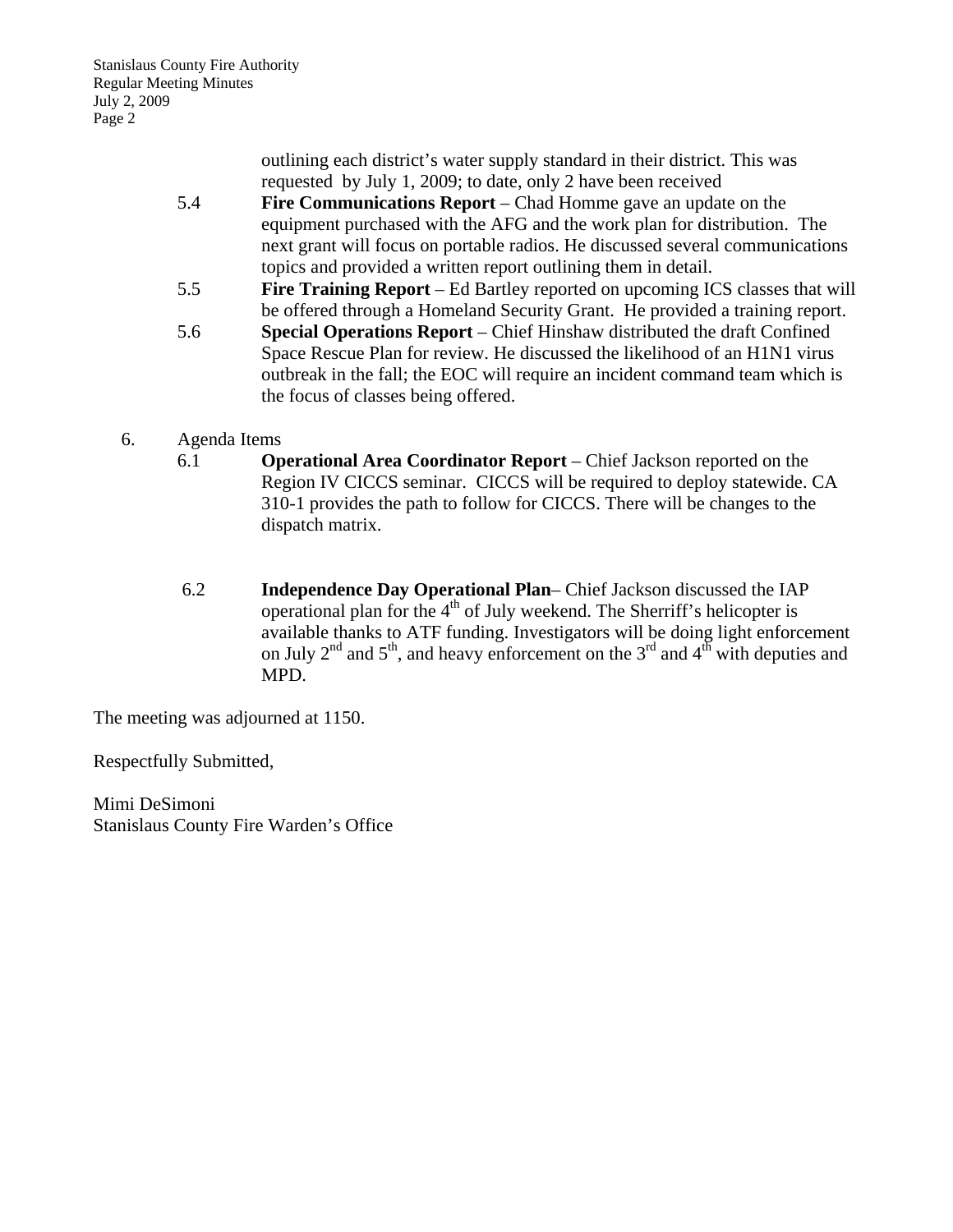outlining each district's water supply standard in their district. This was requested by July 1, 2009; to date, only 2 have been received

5.4 **Fire Communications Report** – Chad Homme gave an update on the equipment purchased with the AFG and the work plan for distribution. The next grant will focus on portable radios. He discussed several communications topics and provided a written report outlining them in detail.

5.5 **Fire Training Report** – Ed Bartley reported on upcoming ICS classes that will be offered through a Homeland Security Grant. He provided a training report.

5.6 **Special Operations Report** – Chief Hinshaw distributed the draft Confined Space Rescue Plan for review. He discussed the likelihood of an H1N1 virus outbreak in the fall; the EOC will require an incident command team which is the focus of classes being offered.

6. Agenda Items

6.1 **Operational Area Coordinator Report** – Chief Jackson reported on the Region IV CICCS seminar. CICCS will be required to deploy statewide. CA 310-1 provides the path to follow for CICCS. There will be changes to the dispatch matrix.

6.2 **Independence Day Operational Plan**– Chief Jackson discussed the IAP operational plan for the 4th of July weekend. The Sherriff's helicopter is available thanks to ATF funding. Investigators will be doing light enforcement on July 2nd and 5th, and heavy enforcement on the 3rd and 4th with deputies and MPD.

The meeting was adjourned at 1150.

Respectfully Submitted,

Mimi DeSimoni
Stanislaus County Fire Warden's Office